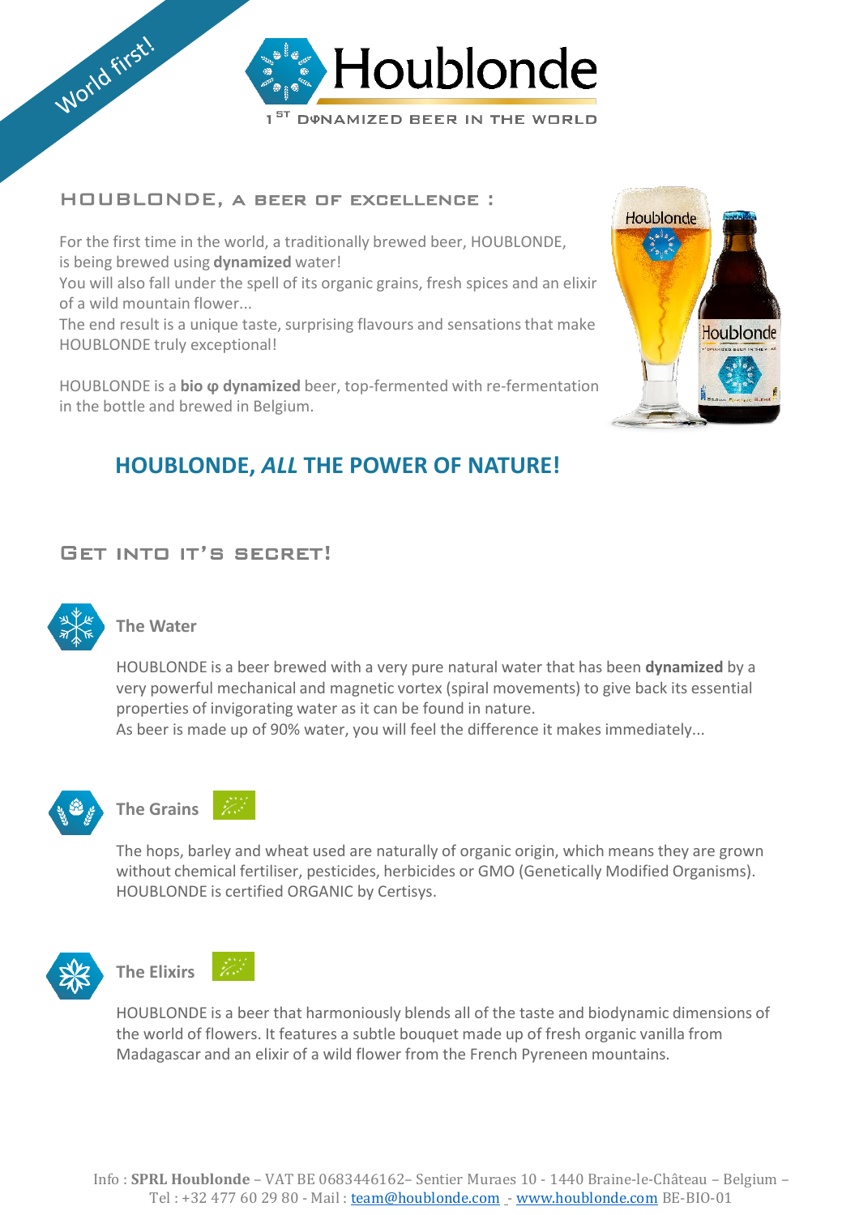World first!

# Houblonde

1[ST] DYNAMIZED BEER IN THE WORLD

## HOUBLONDE, A BEER OF EXCELLENCE :

For the first time in the world, a traditionally brewed beer, HOUBLONDE, is being brewed using **dynamized** water!
You will also fall under the spell of its organic grains, fresh spices and an elixir of a wild mountain flower...
The end result is a unique taste, surprising flavours and sensations that make HOUBLONDE truly exceptional!

HOUBLONDE is a **bio φ dynamized** beer, top-fermented with re-fermentation in the bottle and brewed in Belgium.

## HOUBLONDE, *ALL* THE POWER OF NATURE!

## GET INTO IT'S SECRET!

### The Water

HOUBLONDE is a beer brewed with a very pure natural water that has been **dynamized** by a very powerful mechanical and magnetic vortex (spiral movements) to give back its essential properties of invigorating water as it can be found in nature.
As beer is made up of 90% water, you will feel the difference it makes immediately...

### The Grains

The hops, barley and wheat used are naturally of organic origin, which means they are grown without chemical fertiliser, pesticides, herbicides or GMO (Genetically Modified Organisms).
HOUBLONDE is certified ORGANIC by Certisys.

### The Elixirs

HOUBLONDE is a beer that harmoniously blends all of the taste and biodynamic dimensions of the world of flowers. It features a subtle bouquet made up of fresh organic vanilla from Madagascar and an elixir of a wild flower from the French Pyreneen mountains.

Info : **SPRL Houblonde** – VAT BE 0683446162– Sentier Muraes 10 - 1440 Braine-le-Château – Belgium – Tel : +32 477 60 29 80 - Mail : team@houblonde.com - www.houblonde.com BE-BIO-01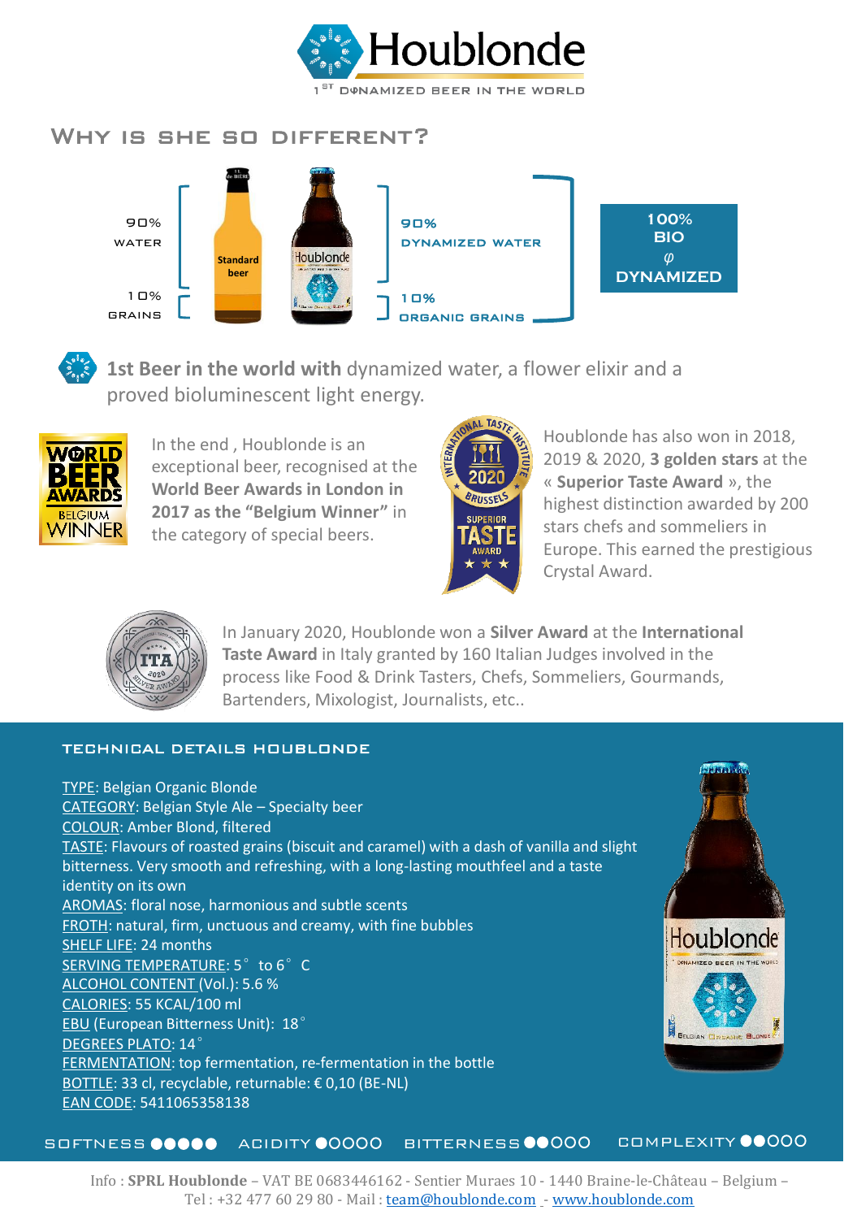# Houblonde

1[ST] DYNAMIZED BEER IN THE WORLD

## Why is she so different?

90% WATER

10% GRAINS

Standard beer

Houblonde

90% DYNAMIZED WATER

10% ORGANIC GRAINS

100% BIO φ DYNAMIZED

**1st Beer in the world with** dynamized water, a flower elixir and a proved bioluminescent light energy.

WORLD BEER AWARDS BELGIUM WINNER

In the end , Houblonde is an exceptional beer, recognised at the **World Beer Awards in London in 2017 as the "Belgium Winner"** in the category of special beers.

INTERNATIONAL TASTE INSTITUTE 2020 BRUSSELS SUPERIOR TASTE AWARD

Houblonde has also won in 2018, 2019 & 2020, **3 golden stars** at the « **Superior Taste Award** », the highest distinction awarded by 200 stars chefs and sommeliers in Europe. This earned the prestigious Crystal Award.

ITA 2020 SILVER AWARD

In January 2020, Houblonde won a **Silver Award** at the **International Taste Award** in Italy granted by 160 Italian Judges involved in the process like Food & Drink Tasters, Chefs, Sommeliers, Gourmands, Bartenders, Mixologist, Journalists, etc..

## Technical details Houblonde

- TYPE: Belgian Organic Blonde
- CATEGORY: Belgian Style Ale – Specialty beer
- COLOUR: Amber Blond, filtered
- TASTE: Flavours of roasted grains (biscuit and caramel) with a dash of vanilla and slight bitterness. Very smooth and refreshing, with a long-lasting mouthfeel and a taste identity on its own
- AROMAS: floral nose, harmonious and subtle scents
- FROTH: natural, firm, unctuous and creamy, with fine bubbles
- SHELF LIFE: 24 months
- SERVING TEMPERATURE: 5° to 6° C
- ALCOHOL CONTENT (Vol.): 5.6 %
- CALORIES: 55 KCAL/100 ml
- EBU (European Bitterness Unit): 18°
- DEGREES PLATO: 14°
- FERMENTATION: top fermentation, re-fermentation in the bottle
- BOTTLE: 33 cl, recyclable, returnable: € 0,10 (BE-NL)
- EAN CODE: 5411065358138

SOFTNESS ●●●●● ACIDITY ●○○○○ BITTERNESS ●●○○○ COMPLEXITY ●●○○○

Info : **SPRL Houblonde** – VAT BE 0683446162 - Sentier Muraes 10 - 1440 Braine-le-Château – Belgium – Tel : +32 477 60 29 80 - Mail : team@houblonde.com - www.houblonde.com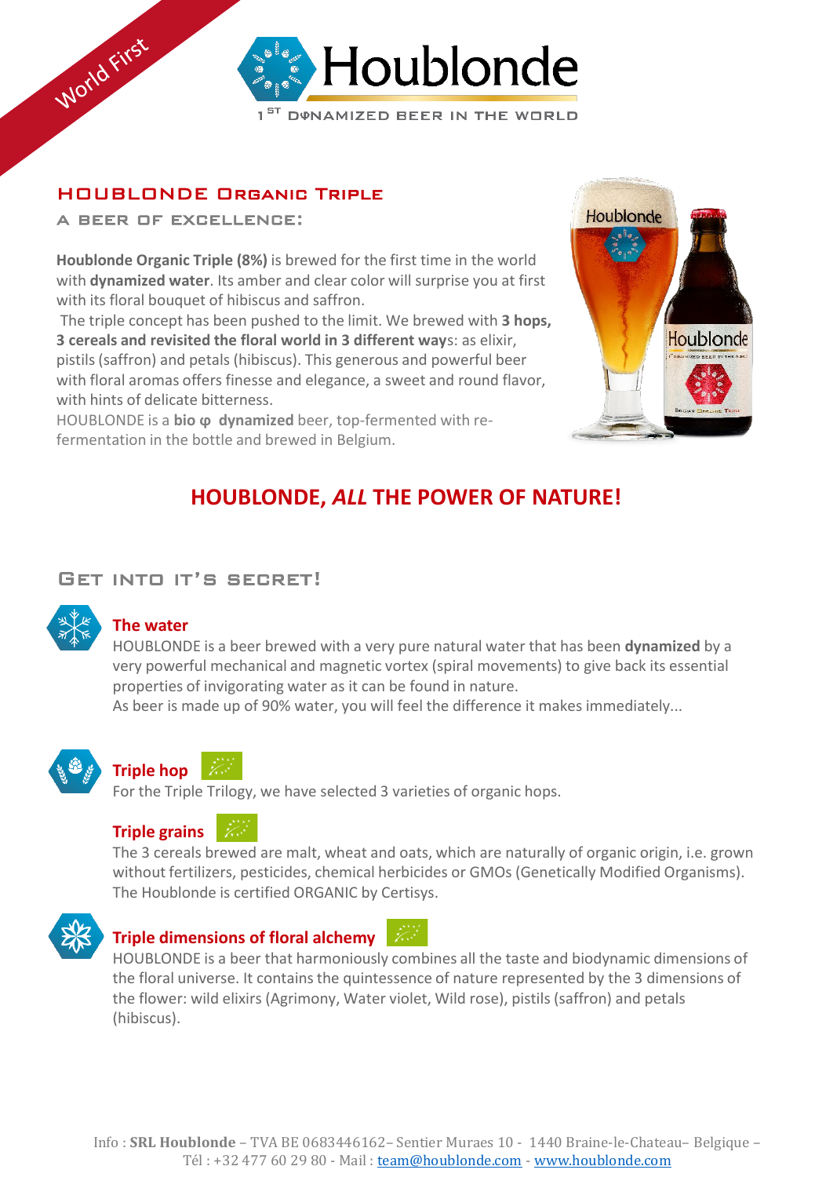World First

# Houblonde

1[ST] DΦNAMIZED BEER IN THE WORLD

## HOUBLONDE ORGANIC TRIPLE

### A BEER OF EXCELLENCE:

**Houblonde Organic Triple (8%)** is brewed for the first time in the world with **dynamized water**. Its amber and clear color will surprise you at first with its floral bouquet of hibiscus and saffron.

The triple concept has been pushed to the limit. We brewed with **3 hops, 3 cereals and revisited the floral world in 3 different ways**: as elixir, pistils (saffron) and petals (hibiscus). This generous and powerful beer with floral aromas offers finesse and elegance, a sweet and round flavor, with hints of delicate bitterness.

HOUBLONDE is a **bio φ dynamized** beer, top-fermented with re-fermentation in the bottle and brewed in Belgium.

## HOUBLONDE, *ALL* THE POWER OF NATURE!

## GET INTO IT'S SECRET!

### The water

HOUBLONDE is a beer brewed with a very pure natural water that has been **dynamized** by a very powerful mechanical and magnetic vortex (spiral movements) to give back its essential properties of invigorating water as it can be found in nature.

As beer is made up of 90% water, you will feel the difference it makes immediately...

### Triple hop

For the Triple Trilogy, we have selected 3 varieties of organic hops.

### Triple grains

The 3 cereals brewed are malt, wheat and oats, which are naturally of organic origin, i.e. grown without fertilizers, pesticides, chemical herbicides or GMOs (Genetically Modified Organisms). The Houblonde is certified ORGANIC by Certisys.

### Triple dimensions of floral alchemy

HOUBLONDE is a beer that harmoniously combines all the taste and biodynamic dimensions of the floral universe. It contains the quintessence of nature represented by the 3 dimensions of the flower: wild elixirs (Agrimony, Water violet, Wild rose), pistils (saffron) and petals (hibiscus).

Info : **SRL Houblonde** – TVA BE 0683446162– Sentier Muraes 10 - 1440 Braine-le-Chateau– Belgique – Tél : +32 477 60 29 80 - Mail : team@houblonde.com - www.houblonde.com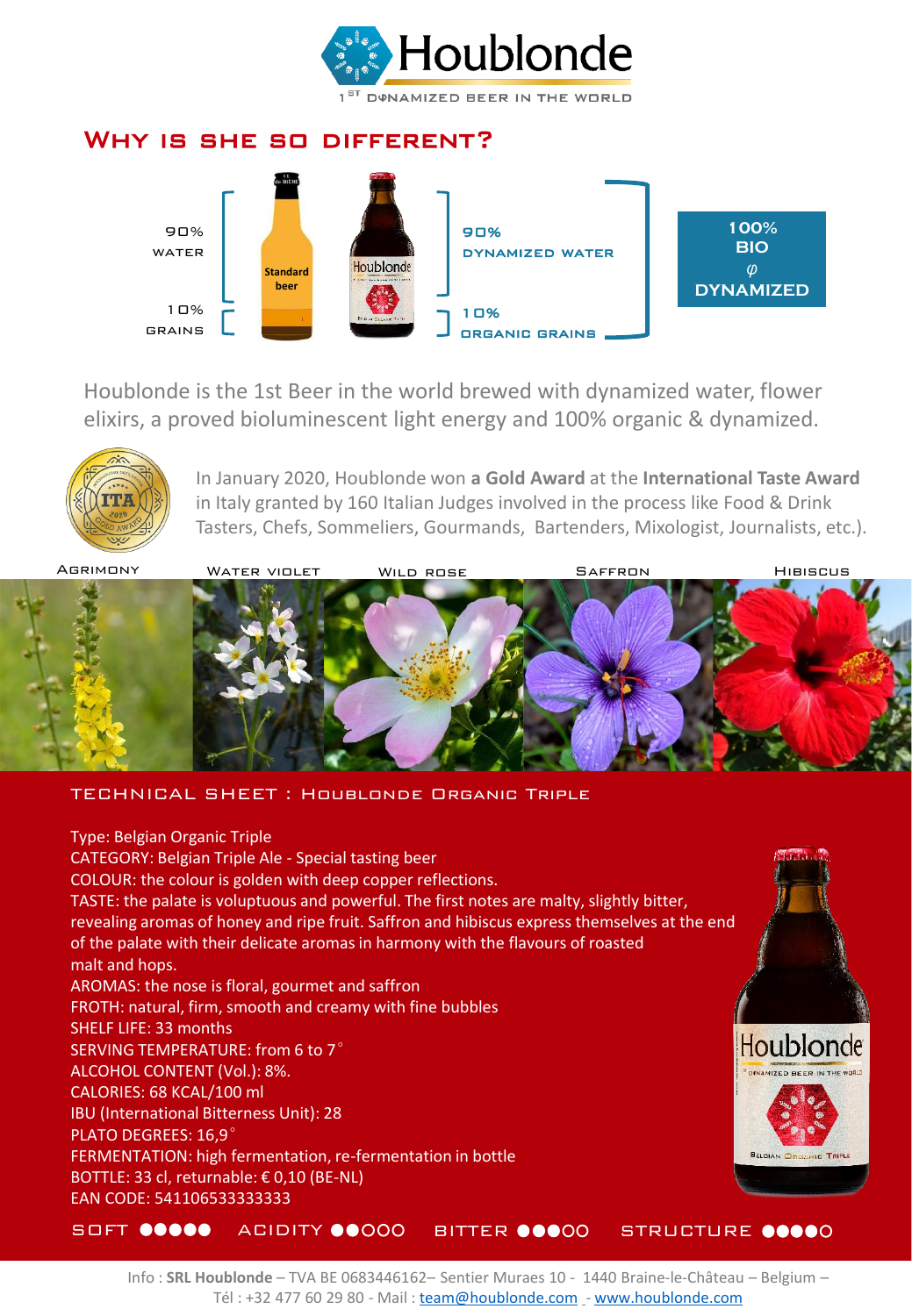# Houblonde

1[ST] DYNAMIZED BEER IN THE WORLD

## Why is she so different?

90% WATER

10% GRAINS

Standard beer

Houblonde

90% DYNAMIZED WATER

10% ORGANIC GRAINS

100% BIO φ DYNAMIZED

Houblonde is the 1st Beer in the world brewed with dynamized water, flower elixirs, a proved bioluminescent light energy and 100% organic & dynamized.

In January 2020, Houblonde won **a Gold Award** at the **International Taste Award** in Italy granted by 160 Italian Judges involved in the process like Food & Drink Tasters, Chefs, Sommeliers, Gourmands, Bartenders, Mixologist, Journalists, etc.).

Agrimony | Water violet | Wild rose | Saffron | Hibiscus

## Technical sheet : Houblonde Organic Triple

Type: Belgian Organic Triple
CATEGORY: Belgian Triple Ale - Special tasting beer
COLOUR: the colour is golden with deep copper reflections.
TASTE: the palate is voluptuous and powerful. The first notes are malty, slightly bitter, revealing aromas of honey and ripe fruit. Saffron and hibiscus express themselves at the end of the palate with their delicate aromas in harmony with the flavours of roasted malt and hops.
AROMAS: the nose is floral, gourmet and saffron
FROTH: natural, firm, smooth and creamy with fine bubbles
SHELF LIFE: 33 months
SERVING TEMPERATURE: from 6 to 7°
ALCOHOL CONTENT (Vol.): 8%.
CALORIES: 68 KCAL/100 ml
IBU (International Bitterness Unit): 28
PLATO DEGREES: 16,9°
FERMENTATION: high fermentation, re-fermentation in bottle
BOTTLE: 33 cl, returnable: € 0,10 (BE-NL)
EAN CODE: 541106533333333

SOFT ●●●●● ACIDITY ●●○○○ BITTER ●●●○○ STRUCTURE ●●●●○

Info : **SRL Houblonde** – TVA BE 0683446162– Sentier Muraes 10 - 1440 Braine-le-Château – Belgium –
Tél : +32 477 60 29 80 - Mail : team@houblonde.com - www.houblonde.com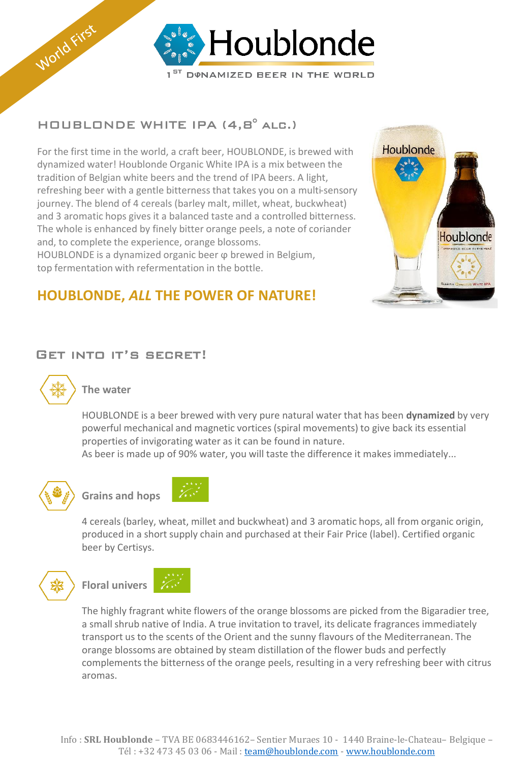World First

# Houblonde

1ST DYNAMIZED BEER IN THE WORLD

## HOUBLONDE WHITE IPA (4,8° ALC.)

For the first time in the world, a craft beer, HOUBLONDE, is brewed with dynamized water! Houblonde Organic White IPA is a mix between the tradition of Belgian white beers and the trend of IPA beers. A light, refreshing beer with a gentle bitterness that takes you on a multi-sensory journey. The blend of 4 cereals (barley malt, millet, wheat, buckwheat) and 3 aromatic hops gives it a balanced taste and a controlled bitterness. The whole is enhanced by finely bitter orange peels, a note of coriander and, to complete the experience, orange blossoms.
HOUBLONDE is a dynamized organic beer φ brewed in Belgium, top fermentation with refermentation in the bottle.

**HOUBLONDE, *ALL* THE POWER OF NATURE!**

## GET INTO IT'S SECRET!

### The water

HOUBLONDE is a beer brewed with very pure natural water that has been **dynamized** by very powerful mechanical and magnetic vortices (spiral movements) to give back its essential properties of invigorating water as it can be found in nature.
As beer is made up of 90% water, you will taste the difference it makes immediately...

### Grains and hops

4 cereals (barley, wheat, millet and buckwheat) and 3 aromatic hops, all from organic origin, produced in a short supply chain and purchased at their Fair Price (label). Certified organic beer by Certisys.

### Floral univers

The highly fragrant white flowers of the orange blossoms are picked from the Bigaradier tree, a small shrub native of India. A true invitation to travel, its delicate fragrances immediately transport us to the scents of the Orient and the sunny flavours of the Mediterranean. The orange blossoms are obtained by steam distillation of the flower buds and perfectly complements the bitterness of the orange peels, resulting in a very refreshing beer with citrus aromas.

Info : **SRL Houblonde** – TVA BE 0683446162– Sentier Muraes 10 - 1440 Braine-le-Chateau– Belgique – Tél : +32 473 45 03 06 - Mail : team@houblonde.com - www.houblonde.com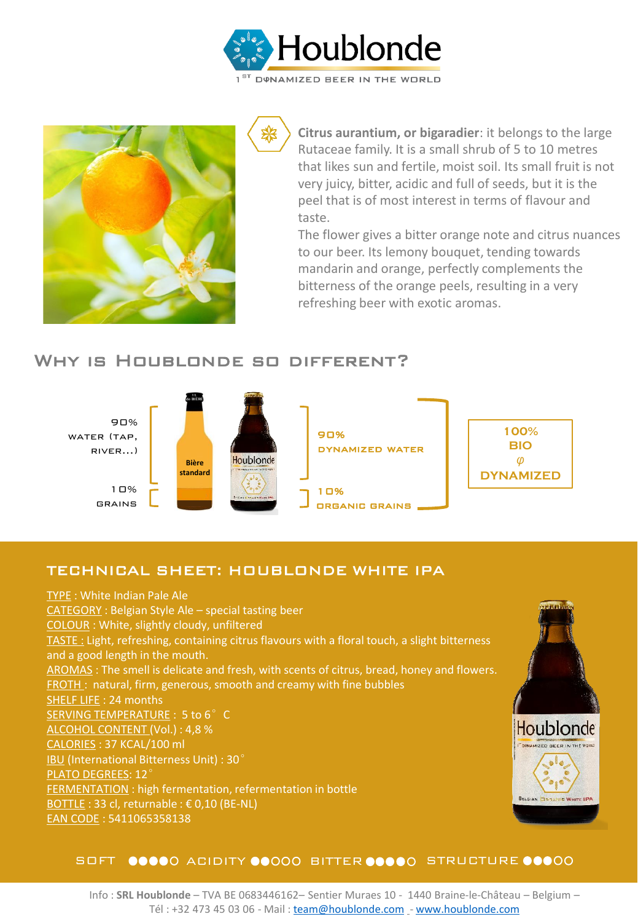# Houblonde

1[ST] DYNAMIZED BEER IN THE WORLD

**Citrus aurantium, or bigaradier**: it belongs to the large Rutaceae family. It is a small shrub of 5 to 10 metres that likes sun and fertile, moist soil. Its small fruit is not very juicy, bitter, acidic and full of seeds, but it is the peel that is of most interest in terms of flavour and taste.

The flower gives a bitter orange note and citrus nuances to our beer. Its lemony bouquet, tending towards mandarin and orange, perfectly complements the bitterness of the orange peels, resulting in a very refreshing beer with exotic aromas.

## Why is Houblonde so different?

90% WATER (TAP, RIVER...)

10% GRAINS

Bière standard

Houblonde

90% DYNAMIZED WATER

10% ORGANIC GRAINS

100% BIO φ DYNAMIZED

## TECHNICAL SHEET: HOUBLONDE WHITE IPA

TYPE : White Indian Pale Ale
CATEGORY : Belgian Style Ale – special tasting beer
COLOUR : White, slightly cloudy, unfiltered
TASTE : Light, refreshing, containing citrus flavours with a floral touch, a slight bitterness and a good length in the mouth.
AROMAS : The smell is delicate and fresh, with scents of citrus, bread, honey and flowers.
FROTH : natural, firm, generous, smooth and creamy with fine bubbles
SHELF LIFE : 24 months
SERVING TEMPERATURE : 5 to 6° C
ALCOHOL CONTENT (Vol.) : 4,8 %
CALORIES : 37 KCAL/100 ml
IBU (International Bitterness Unit) : 30°
PLATO DEGREES: 12°
FERMENTATION : high fermentation, refermentation in bottle
BOTTLE : 33 cl, returnable : € 0,10 (BE-NL)
EAN CODE : 5411065358138

SOFT ●●●●○ ACIDITY ●●○○○ BITTER ●●●●○ STRUCTURE ●●●○○

Info : **SRL Houblonde** – TVA BE 0683446162– Sentier Muraes 10 - 1440 Braine-le-Château – Belgium –
Tél : +32 473 45 03 06 - Mail : team@houblonde.com - www.houblonde.com